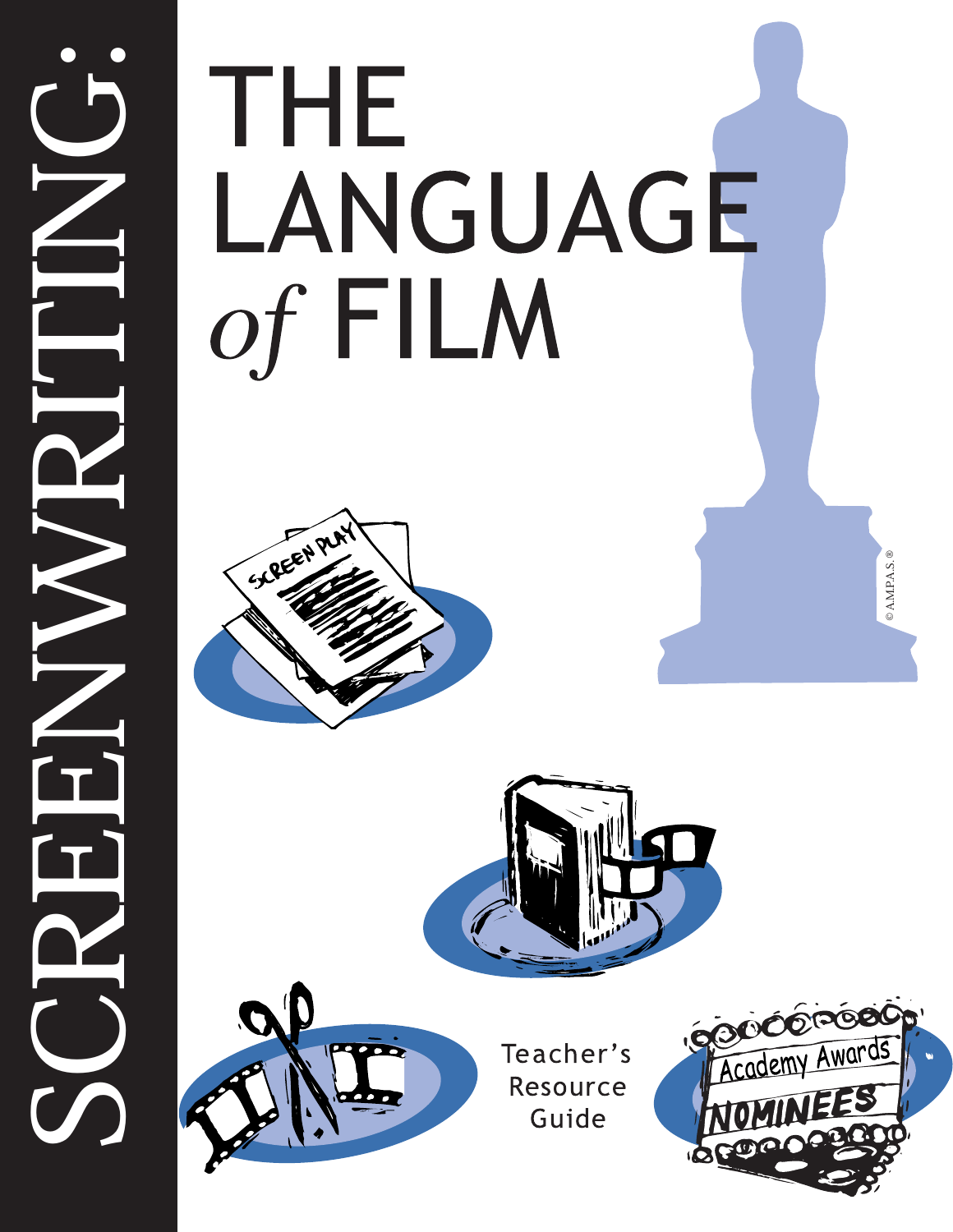# SCREENWRITING:

# THE LANGUAGE *of* FILM

© A.M.P.A.S.®

Teacher's Resource Guide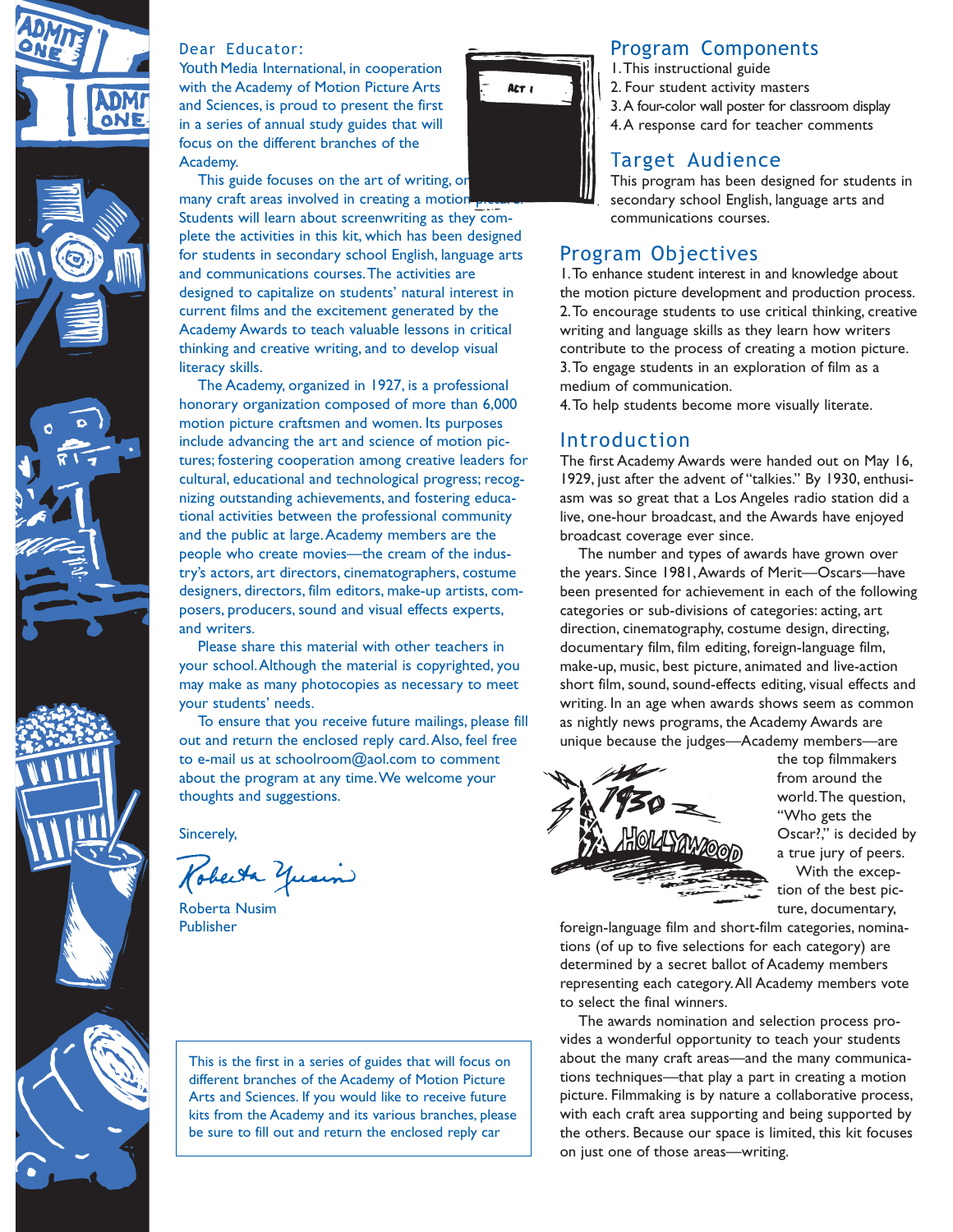Dear Educator:

Youth Media International, in cooperation with the Academy of Motion Picture Arts and Sciences, is proud to present the first in a series of annual study guides that will focus on the different branches of the Academy.

This guide focuses on the art of writing, one of the many craft areas involved in creating a motion picture. Students will learn about screenwriting as they complete the activities in this kit, which has been designed for students in secondary school English, language arts and communications courses. The activities are designed to capitalize on students' natural interest in current films and the excitement generated by the Academy Awards to teach valuable lessons in critical thinking and creative writing, and to develop visual literacy skills.

The Academy, organized in 1927, is a professional honorary organization composed of more than 6,000 motion picture craftsmen and women. Its purposes include advancing the art and science of motion pictures; fostering cooperation among creative leaders for cultural, educational and technological progress; recognizing outstanding achievements, and fostering educational activities between the professional community and the public at large. Academy members are the people who create movies—the cream of the industry's actors, art directors, cinematographers, costume designers, directors, film editors, make-up artists, composers, producers, sound and visual effects experts, and writers.

Please share this material with other teachers in your school. Although the material is copyrighted, you may make as many photocopies as necessary to meet your students' needs.

To ensure that you receive future mailings, please fill out and return the enclosed reply card. Also, feel free to e-mail us at schoolroom@aol.com to comment about the program at any time. We welcome your thoughts and suggestions.

Sincerely,

Roberta Nusim
Publisher

This is the first in a series of guides that will focus on different branches of the Academy of Motion Picture Arts and Sciences. If you would like to receive future kits from the Academy and its various branches, please be sure to fill out and return the enclosed reply car

## Program Components

1. This instructional guide
2. Four student activity masters
3. A four-color wall poster for classroom display
4. A response card for teacher comments

## Target Audience

This program has been designed for students in secondary school English, language arts and communications courses.

## Program Objectives

1. To enhance student interest in and knowledge about the motion picture development and production process.
2. To encourage students to use critical thinking, creative writing and language skills as they learn how writers contribute to the process of creating a motion picture.
3. To engage students in an exploration of film as a medium of communication.
4. To help students become more visually literate.

## Introduction

The first Academy Awards were handed out on May 16, 1929, just after the advent of "talkies." By 1930, enthusiasm was so great that a Los Angeles radio station did a live, one-hour broadcast, and the Awards have enjoyed broadcast coverage ever since.

The number and types of awards have grown over the years. Since 1981, Awards of Merit—Oscars—have been presented for achievement in each of the following categories or sub-divisions of categories: acting, art direction, cinematography, costume design, directing, documentary film, film editing, foreign-language film, make-up, music, best picture, animated and live-action short film, sound, sound-effects editing, visual effects and writing. In an age when awards shows seem as common as nightly news programs, the Academy Awards are unique because the judges—Academy members—are the top filmmakers from around the world. The question, "Who gets the Oscar?," is decided by a true jury of peers.

With the exception of the best picture, documentary, foreign-language film and short-film categories, nominations (of up to five selections for each category) are determined by a secret ballot of Academy members representing each category. All Academy members vote to select the final winners.

The awards nomination and selection process provides a wonderful opportunity to teach your students about the many craft areas—and the many communications techniques—that play a part in creating a motion picture. Filmmaking is by nature a collaborative process, with each craft area supporting and being supported by the others. Because our space is limited, this kit focuses on just one of those areas—writing.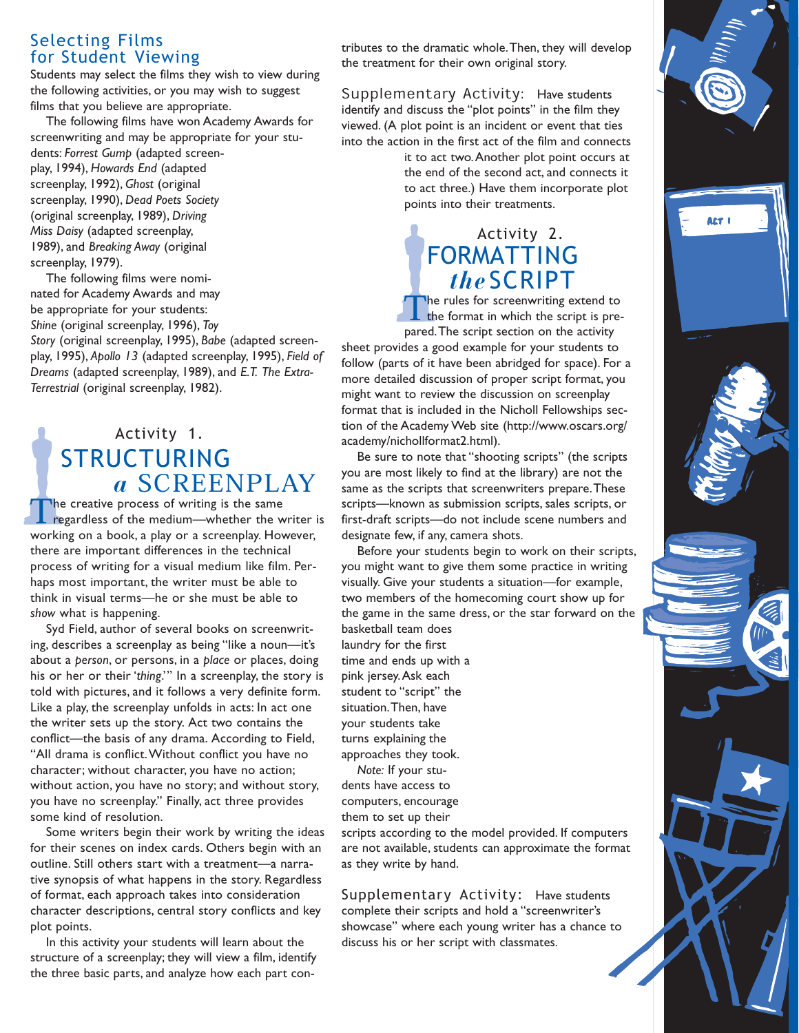## Selecting Films for Student Viewing

Students may select the films they wish to view during the following activities, or you may wish to suggest films that you believe are appropriate.

The following films have won Academy Awards for screenwriting and may be appropriate for your students: *Forrest Gump* (adapted screenplay, 1994), *Howards End* (adapted screenplay, 1992), *Ghost* (original screenplay, 1990), *Dead Poets Society* (original screenplay, 1989), *Driving Miss Daisy* (adapted screenplay, 1989), and *Breaking Away* (original screenplay, 1979).

The following films were nominated for Academy Awards and may be appropriate for your students: *Shine* (original screenplay, 1996), *Toy Story* (original screenplay, 1995), *Babe* (adapted screenplay, 1995), *Apollo 13* (adapted screenplay, 1995), *Field of Dreams* (adapted screenplay, 1989), and *E.T. The Extra-Terrestrial* (original screenplay, 1982).

## Activity 1. STRUCTURING *a* SCREENPLAY

The creative process of writing is the same regardless of the medium—whether the writer is working on a book, a play or a screenplay. However, there are important differences in the technical process of writing for a visual medium like film. Perhaps most important, the writer must be able to think in visual terms—he or she must be able to *show* what is happening.

Syd Field, author of several books on screenwriting, describes a screenplay as being "like a noun—it's about a *person*, or persons, in a *place* or places, doing his or her or their '*thing*.'" In a screenplay, the story is told with pictures, and it follows a very definite form. Like a play, the screenplay unfolds in acts: In act one the writer sets up the story. Act two contains the conflict—the basis of any drama. According to Field, "All drama is conflict. Without conflict you have no character; without character, you have no action; without action, you have no story; and without story, you have no screenplay." Finally, act three provides some kind of resolution.

Some writers begin their work by writing the ideas for their scenes on index cards. Others begin with an outline. Still others start with a treatment—a narrative synopsis of what happens in the story. Regardless of format, each approach takes into consideration character descriptions, central story conflicts and key plot points.

In this activity your students will learn about the structure of a screenplay; they will view a film, identify the three basic parts, and analyze how each part contributes to the dramatic whole. Then, they will develop the treatment for their own original story.

**Supplementary Activity:** Have students identify and discuss the "plot points" in the film they viewed. (A plot point is an incident or event that ties into the action in the first act of the film and connects it to act two. Another plot point occurs at the end of the second act, and connects it to act three.) Have them incorporate plot points into their treatments.

## Activity 2. FORMATTING *the* SCRIPT

The rules for screenwriting extend to the format in which the script is prepared. The script section on the activity sheet provides a good example for your students to follow (parts of it have been abridged for space). For a more detailed discussion of proper script format, you might want to review the discussion on screenplay format that is included in the Nicholl Fellowships section of the Academy Web site (http://www.oscars.org/academy/nichollformat2.html).

Be sure to note that "shooting scripts" (the scripts you are most likely to find at the library) are not the same as the scripts that screenwriters prepare. These scripts—known as submission scripts, sales scripts, or first-draft scripts—do not include scene numbers and designate few, if any, camera shots.

Before your students begin to work on their scripts, you might want to give them some practice in writing visually. Give your students a situation—for example, two members of the homecoming court show up for the game in the same dress, or the star forward on the basketball team does laundry for the first time and ends up with a pink jersey. Ask each student to "script" the situation. Then, have your students take turns explaining the approaches they took.

*Note:* If your students have access to computers, encourage them to set up their scripts according to the model provided. If computers are not available, students can approximate the format as they write by hand.

**Supplementary Activity:** Have students complete their scripts and hold a "screenwriter's showcase" where each young writer has a chance to discuss his or her script with classmates.